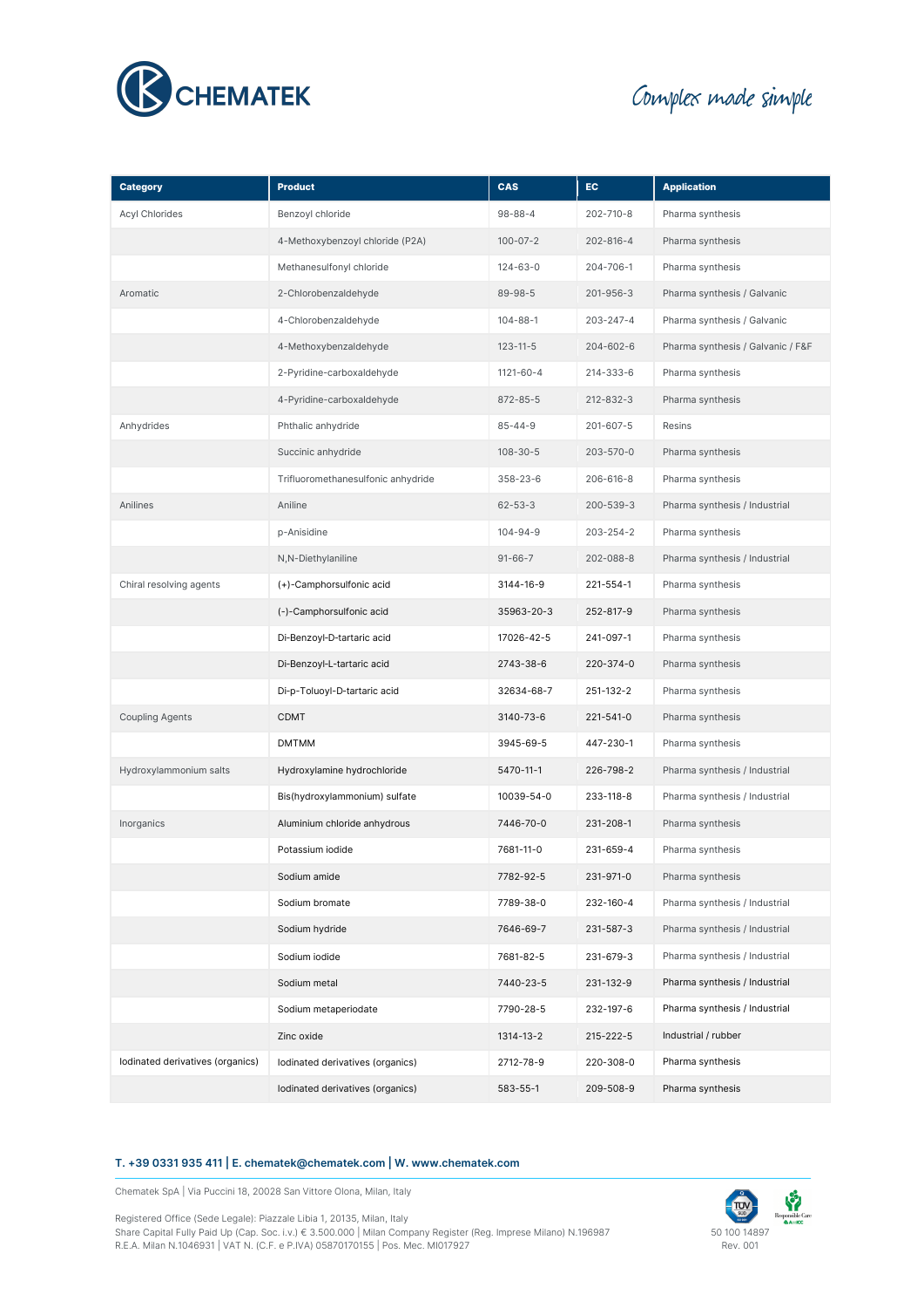CHEMATEK

*Complex made simple*

| Category | Product | CAS | EC | Application |
| --- | --- | --- | --- | --- |
| Acyl Chlorides | Benzoyl chloride | 98-88-4 | 202-710-8 | Pharma synthesis |
| | 4-Methoxybenzoyl chloride (P2A) | 100-07-2 | 202-816-4 | Pharma synthesis |
| | Methanesulfonyl chloride | 124-63-0 | 204-706-1 | Pharma synthesis |
| Aromatic | 2-Chlorobenzaldehyde | 89-98-5 | 201-956-3 | Pharma synthesis / Galvanic |
| | 4-Chlorobenzaldehyde | 104-88-1 | 203-247-4 | Pharma synthesis / Galvanic |
| | 4-Methoxybenzaldehyde | 123-11-5 | 204-602-6 | Pharma synthesis / Galvanic / F&F |
| | 2-Pyridine-carboxaldehyde | 1121-60-4 | 214-333-6 | Pharma synthesis |
| | 4-Pyridine-carboxaldehyde | 872-85-5 | 212-832-3 | Pharma synthesis |
| Anhydrides | Phthalic anhydride | 85-44-9 | 201-607-5 | Resins |
| | Succinic anhydride | 108-30-5 | 203-570-0 | Pharma synthesis |
| | Trifluoromethanesulfonic anhydride | 358-23-6 | 206-616-8 | Pharma synthesis |
| Anilines | Aniline | 62-53-3 | 200-539-3 | Pharma synthesis / Industrial |
| | p-Anisidine | 104-94-9 | 203-254-2 | Pharma synthesis |
| | N,N-Diethylaniline | 91-66-7 | 202-088-8 | Pharma synthesis / Industrial |
| Chiral resolving agents | (+)-Camphorsulfonic acid | 3144-16-9 | 221-554-1 | Pharma synthesis |
| | (-)-Camphorsulfonic acid | 35963-20-3 | 252-817-9 | Pharma synthesis |
| | Di-Benzoyl-D-tartaric acid | 17026-42-5 | 241-097-1 | Pharma synthesis |
| | Di-Benzoyl-L-tartaric acid | 2743-38-6 | 220-374-0 | Pharma synthesis |
| | Di-p-Toluoyl-D-tartaric acid | 32634-68-7 | 251-132-2 | Pharma synthesis |
| Coupling Agents | CDMT | 3140-73-6 | 221-541-0 | Pharma synthesis |
| | DMTMM | 3945-69-5 | 447-230-1 | Pharma synthesis |
| Hydroxylammonium salts | Hydroxylamine hydrochloride | 5470-11-1 | 226-798-2 | Pharma synthesis / Industrial |
| | Bis(hydroxylammonium) sulfate | 10039-54-0 | 233-118-8 | Pharma synthesis / Industrial |
| Inorganics | Aluminium chloride anhydrous | 7446-70-0 | 231-208-1 | Pharma synthesis |
| | Potassium iodide | 7681-11-0 | 231-659-4 | Pharma synthesis |
| | Sodium amide | 7782-92-5 | 231-971-0 | Pharma synthesis |
| | Sodium bromate | 7789-38-0 | 232-160-4 | Pharma synthesis / Industrial |
| | Sodium hydride | 7646-69-7 | 231-587-3 | Pharma synthesis / Industrial |
| | Sodium iodide | 7681-82-5 | 231-679-3 | Pharma synthesis / Industrial |
| | Sodium metal | 7440-23-5 | 231-132-9 | Pharma synthesis / Industrial |
| | Sodium metaperiodate | 7790-28-5 | 232-197-6 | Pharma synthesis / Industrial |
| | Zinc oxide | 1314-13-2 | 215-222-5 | Industrial / rubber |
| Iodinated derivatives (organics) | Iodinated derivatives (organics) | 2712-78-9 | 220-308-0 | Pharma synthesis |
| | Iodinated derivatives (organics) | 583-55-1 | 209-508-9 | Pharma synthesis |

**T. +39 0331 935 411 | E. chematek@chematek.com | W. www.chematek.com**

Chematek SpA | Via Puccini 18, 20028 San Vittore Olona, Milan, Italy

Registered Office (Sede Legale): Piazzale Libia 1, 20135, Milan, Italy
Share Capital Fully Paid Up (Cap. Soc. i.v.) € 3.500.000 | Milan Company Register (Reg. Imprese Milano) N.196987
R.E.A. Milan N.1046931 | VAT N. (C.F. e P.IVA) 05870170155 | Pos. Mec. MI017927

50 100 14897
Rev. 001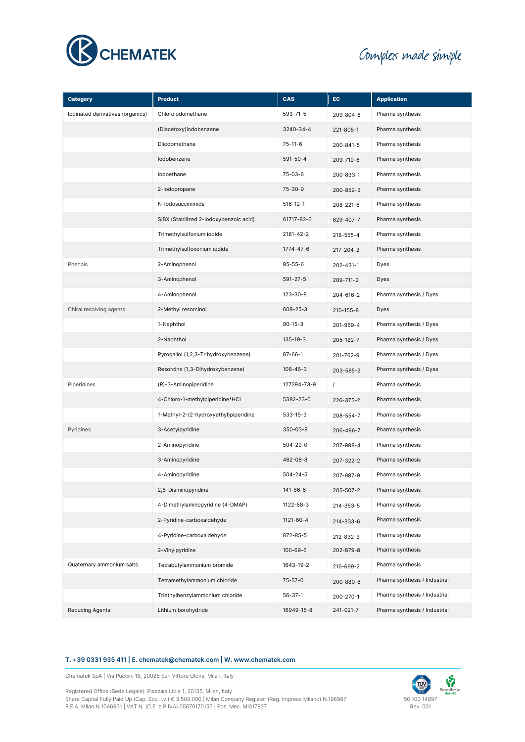| Category | Product | CAS | EC | Application |
|---|---|---|---|---|
| Iodinated derivatives (organics) | Chloroiodomethane | 593-71-5 | 209-804-8 | Pharma synthesis |
| | (Diacetoxy)iodobenzene | 3240-34-4 | 221-808-1 | Pharma synthesis |
| | Diiodomethane | 75-11-6 | 200-841-5 | Pharma synthesis |
| | Iodobenzene | 591-50-4 | 209-719-6 | Pharma synthesis |
| | Iodoethane | 75-03-6 | 200-833-1 | Pharma synthesis |
| | 2-Iodopropane | 75-30-9 | 200-859-3 | Pharma synthesis |
| | N-Iodosuccinimide | 516-12-1 | 208-221-6 | Pharma synthesis |
| | SIBX (Stabilized 2-Iodoxybenzoic acid) | 61717-82-6 | 629-407-7 | Pharma synthesis |
| | Trimethylsulfonium iodide | 2181-42-2 | 218-555-4 | Pharma synthesis |
| | Trimethylsulfoxonium iodide | 1774-47-6 | 217-204-2 | Pharma synthesis |
| Phenols | 2-Aminophenol | 95-55-6 | 202-431-1 | Dyes |
| | 3-Aminophenol | 591-27-5 | 209-711-2 | Dyes |
| | 4-Aminophenol | 123-30-8 | 204-616-2 | Pharma synthesis / Dyes |
| Chiral resolving agents | 2-Methyl resorcinol | 608-25-3 | 210-155-8 | Dyes |
| | 1-Naphthol | 90-15-3 | 201-969-4 | Pharma synthesis / Dyes |
| | 2-Naphthol | 135-19-3 | 205-182-7 | Pharma synthesis / Dyes |
| | Pyrogallol (1,2,3-Trihydroxybenzene) | 87-66-1 | 201-762-9 | Pharma synthesis / Dyes |
| | Resorcine (1,3-Dihydroxybenzene) | 108-46-3 | 203-585-2 | Pharma synthesis / Dyes |
| Piperidines | (R)-3-Aminopiperidine | 127294-73-9 | / | Pharma synthesis |
| | 4-Chloro-1-methylpiperidine*HCl | 5382-23-0 | 226-375-2 | Pharma synthesis |
| | 1-Methyl-2-(2-hydroxyethyl)piperidine | 533-15-3 | 208-554-7 | Pharma synthesis |
| Pyridines | 3-Acetylpyridine | 350-03-8 | 206-496-7 | Pharma synthesis |
| | 2-Aminopyridine | 504-29-0 | 207-988-4 | Pharma synthesis |
| | 3-Aminopyridine | 462-08-8 | 207-322-2 | Pharma synthesis |
| | 4-Aminopyridine | 504-24-5 | 207-987-9 | Pharma synthesis |
| | 2,6-Diaminopyridine | 141-86-6 | 205-507-2 | Pharma synthesis |
| | 4-Dimethylaminopyridine (4-DMAP) | 1122-58-3 | 214-353-5 | Pharma synthesis |
| | 2-Pyridine-carboxaldehyde | 1121-60-4 | 214-333-6 | Pharma synthesis |
| | 4-Pyridine-carboxaldehyde | 872-85-5 | 212-832-3 | Pharma synthesis |
| | 2-Vinylpyridine | 100-69-6 | 202-879-8 | Pharma synthesis |
| Quaternary ammonium salts | Tetrabutylammonium bromide | 1643-19-2 | 216-699-2 | Pharma synthesis |
| | Tetramethylammonium chloride | 75-57-0 | 200-880-8 | Pharma synthesis / Industrial |
| | Triethylbenzylammonium chloride | 56-37-1 | 200-270-1 | Pharma synthesis / Industrial |
| Reducing Agents | Lithium borohydride | 16949-15-8 | 241-021-7 | Pharma synthesis / Industrial |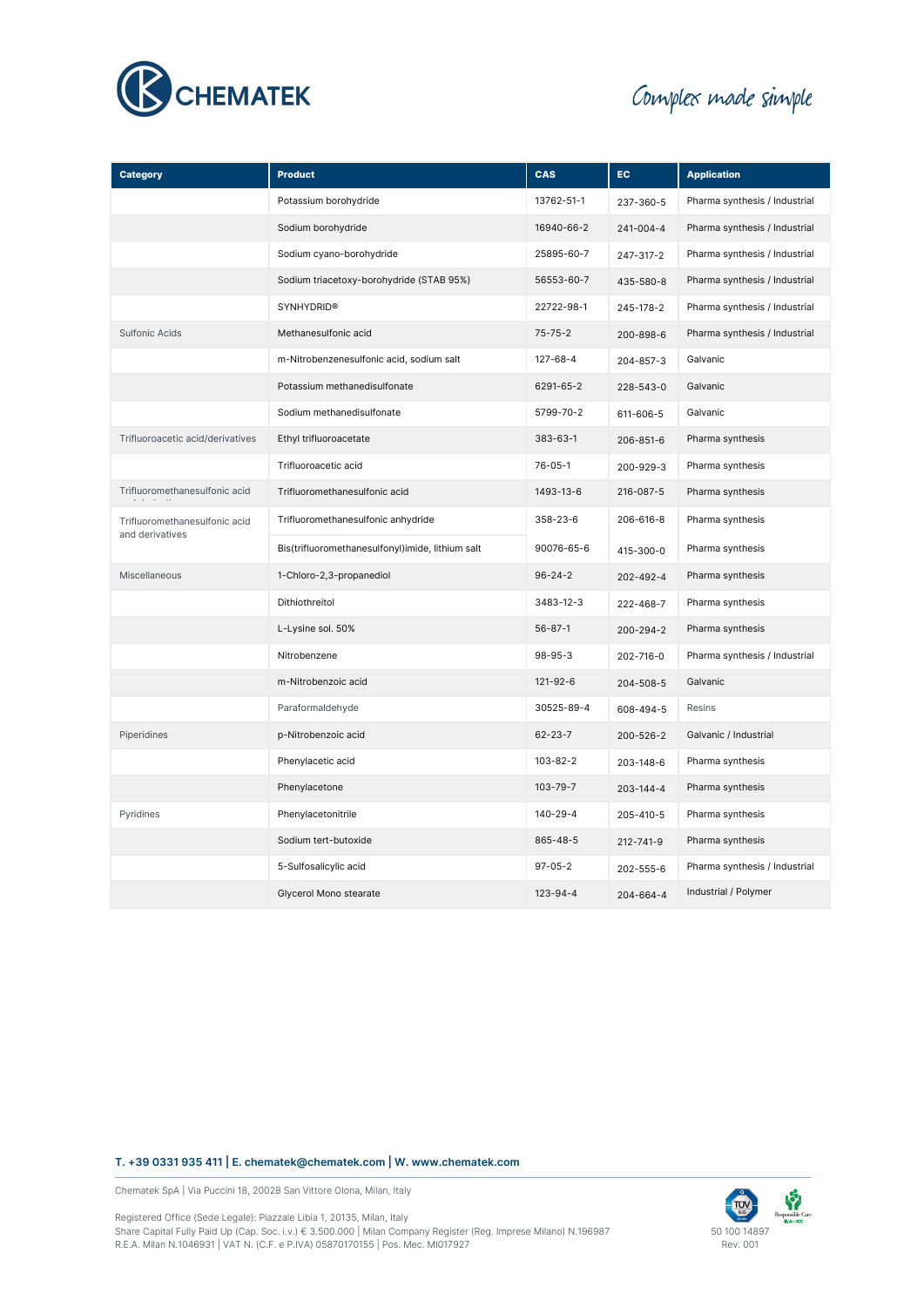| Category | Product | CAS | EC | Application |
|---|---|---|---|---|
| | Potassium borohydride | 13762-51-1 | 237-360-5 | Pharma synthesis / Industrial |
| | Sodium borohydride | 16940-66-2 | 241-004-4 | Pharma synthesis / Industrial |
| | Sodium cyano-borohydride | 25895-60-7 | 247-317-2 | Pharma synthesis / Industrial |
| | Sodium triacetoxy-borohydride (STAB 95%) | 56553-60-7 | 435-580-8 | Pharma synthesis / Industrial |
| | SYNHYDRID® | 22722-98-1 | 245-178-2 | Pharma synthesis / Industrial |
| Sulfonic Acids | Methanesulfonic acid | 75-75-2 | 200-898-6 | Pharma synthesis / Industrial |
| | m-Nitrobenzenesulfonic acid, sodium salt | 127-68-4 | 204-857-3 | Galvanic |
| | Potassium methanedisulfonate | 6291-65-2 | 228-543-0 | Galvanic |
| | Sodium methanedisulfonate | 5799-70-2 | 611-606-5 | Galvanic |
| Trifluoroacetic acid/derivatives | Ethyl trifluoroacetate | 383-63-1 | 206-851-6 | Pharma synthesis |
| | Trifluoroacetic acid | 76-05-1 | 200-929-3 | Pharma synthesis |
| Trifluoromethanesulfonic acid | Trifluoromethanesulfonic acid | 1493-13-6 | 216-087-5 | Pharma synthesis |
| Trifluoromethanesulfonic acid and derivatives | Trifluoromethanesulfonic anhydride | 358-23-6 | 206-616-8 | Pharma synthesis |
| | Bis(trifluoromethanesulfonyl)imide, lithium salt | 90076-65-6 | 415-300-0 | Pharma synthesis |
| Miscellaneous | 1-Chloro-2,3-propanediol | 96-24-2 | 202-492-4 | Pharma synthesis |
| | Dithiothreitol | 3483-12-3 | 222-468-7 | Pharma synthesis |
| | L-Lysine sol. 50% | 56-87-1 | 200-294-2 | Pharma synthesis |
| | Nitrobenzene | 98-95-3 | 202-716-0 | Pharma synthesis / Industrial |
| | m-Nitrobenzoic acid | 121-92-6 | 204-508-5 | Galvanic |
| | Paraformaldehyde | 30525-89-4 | 608-494-5 | Resins |
| Piperidines | p-Nitrobenzoic acid | 62-23-7 | 200-526-2 | Galvanic / Industrial |
| | Phenylacetic acid | 103-82-2 | 203-148-6 | Pharma synthesis |
| | Phenylacetone | 103-79-7 | 203-144-4 | Pharma synthesis |
| Pyridines | Phenylacetonitrile | 140-29-4 | 205-410-5 | Pharma synthesis |
| | Sodium tert-butoxide | 865-48-5 | 212-741-9 | Pharma synthesis |
| | 5-Sulfosalicylic acid | 97-05-2 | 202-555-6 | Pharma synthesis / Industrial |
| | Glycerol Mono stearate | 123-94-4 | 204-664-4 | Industrial / Polymer |

**T. +39 0331 935 411 | E. chematek@chematek.com | W. www.chematek.com**

Chematek SpA | Via Puccini 18, 20028 San Vittore Olona, Milan, Italy

Registered Office (Sede Legale): Piazzale Libia 1, 20135, Milan, Italy
Share Capital Fully Paid Up (Cap. Soc. i.v.) € 3.500.000 | Milan Company Register (Reg. Imprese Milano) N.196987
R.E.A. Milan N.1046931 | VAT N. (C.F. e P.IVA) 05870170155 | Pos. Mec. MI017927

50 100 14897
Rev. 001